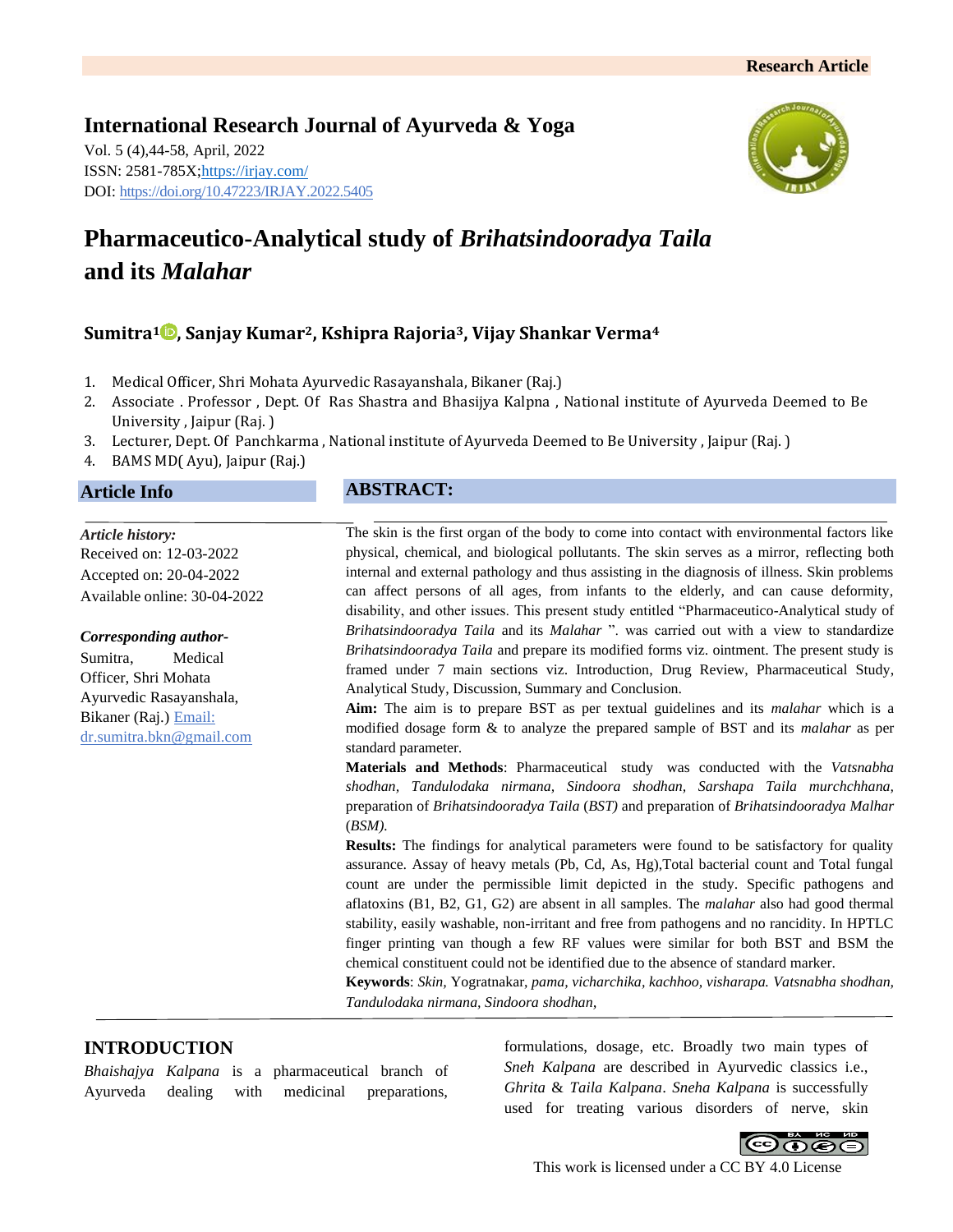Research Article

**International Research Journal of Ayurveda & Yoga**
Vol. 5 (4),44-58, April, 2022
ISSN: 2581-785X;https://irjay.com/
DOI: https://doi.org/10.47223/IRJAY.2022.5405

# Pharmaceutico-Analytical study of *Brihatsindooradya Taila* and its *Malahar*

**Sumitra[1], Sanjay Kumar[2], Kshipra Rajoria[3], Vijay Shankar Verma[4]**

1. Medical Officer, Shri Mohata Ayurvedic Rasayanshala, Bikaner (Raj.)
2. Associate . Professor , Dept. Of Ras Shastra and Bhasijya Kalpna , National institute of Ayurveda Deemed to Be University , Jaipur (Raj. )
3. Lecturer, Dept. Of Panchkarma , National institute of Ayurveda Deemed to Be University , Jaipur (Raj. )
4. BAMS MD( Ayu), Jaipur (Raj.)

## Article Info

*Article history:*
Received on: 12-03-2022
Accepted on: 20-04-2022
Available online: 30-04-2022

*Corresponding author-*
Sumitra, Medical Officer, Shri Mohata Ayurvedic Rasayanshala, Bikaner (Raj.) Email: dr.sumitra.bkn@gmail.com

## ABSTRACT:

The skin is the first organ of the body to come into contact with environmental factors like physical, chemical, and biological pollutants. The skin serves as a mirror, reflecting both internal and external pathology and thus assisting in the diagnosis of illness. Skin problems can affect persons of all ages, from infants to the elderly, and can cause deformity, disability, and other issues. This present study entitled "Pharmaceutico-Analytical study of *Brihatsindooradya Taila* and its *Malahar* ". was carried out with a view to standardize *Brihatsindooradya Taila* and prepare its modified forms viz. ointment. The present study is framed under 7 main sections viz. Introduction, Drug Review, Pharmaceutical Study, Analytical Study, Discussion, Summary and Conclusion.

**Aim:** The aim is to prepare BST as per textual guidelines and its *malahar* which is a modified dosage form & to analyze the prepared sample of BST and its *malahar* as per standard parameter.

**Materials and Methods**: Pharmaceutical study was conducted with the *Vatsnabha shodhan, Tandulodaka nirmana, Sindoora shodhan, Sarshapa Taila murchchhana,* preparation of *Brihatsindooradya Taila* (*BST)* and preparation of *Brihatsindooradya Malhar* (*BSM).*

**Results:** The findings for analytical parameters were found to be satisfactory for quality assurance. Assay of heavy metals (Pb, Cd, As, Hg),Total bacterial count and Total fungal count are under the permissible limit depicted in the study. Specific pathogens and aflatoxins (B1, B2, G1, G2) are absent in all samples. The *malahar* also had good thermal stability, easily washable, non-irritant and free from pathogens and no rancidity. In HPTLC finger printing van though a few RF values were similar for both BST and BSM the chemical constituent could not be identified due to the absence of standard marker.

**Keywords**: *Skin,* Yogratnakar, *pama, vicharchika, kachhoo, visharapa. Vatsnabha shodhan, Tandulodaka nirmana, Sindoora shodhan,*

## INTRODUCTION

*Bhaishajya Kalpana* is a pharmaceutical branch of Ayurveda dealing with medicinal preparations, formulations, dosage, etc. Broadly two main types of *Sneh Kalpana* are described in Ayurvedic classics i.e., *Ghrita* & *Taila Kalpana*. *Sneha Kalpana* is successfully used for treating various disorders of nerve, skin

This work is licensed under a CC BY 4.0 License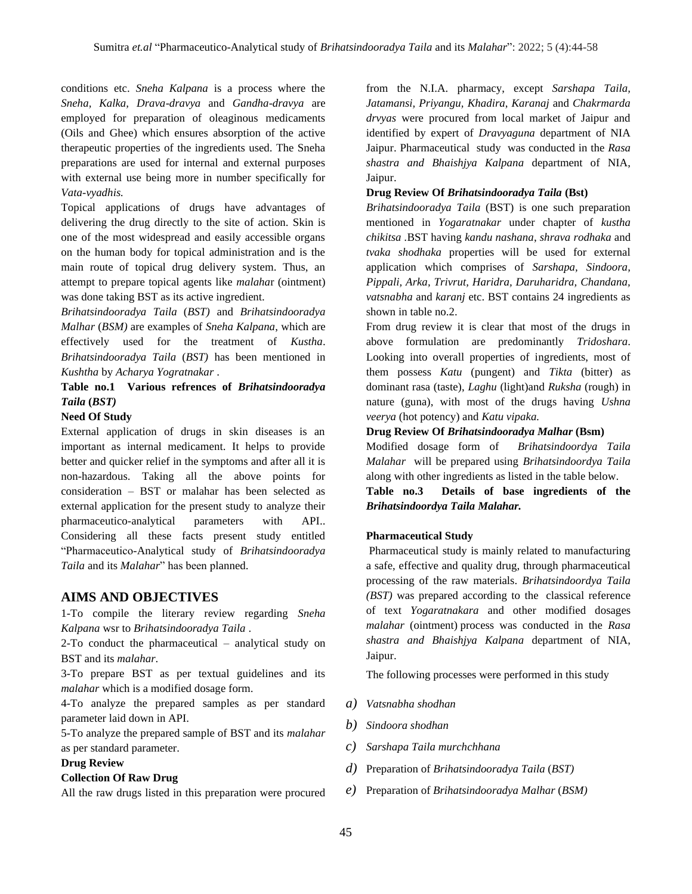conditions etc. *Sneha Kalpana* is a process where the *Sneha, Kalka, Drava-dravya* and *Gandha-dravya* are employed for preparation of oleaginous medicaments (Oils and Ghee) which ensures absorption of the active therapeutic properties of the ingredients used. The Sneha preparations are used for internal and external purposes with external use being more in number specifically for *Vata-vyadhis.*

Topical applications of drugs have advantages of delivering the drug directly to the site of action. Skin is one of the most widespread and easily accessible organs on the human body for topical administration and is the main route of topical drug delivery system. Thus, an attempt to prepare topical agents like *malaha*r (ointment) was done taking BST as its active ingredient.

*Brihatsindooradya Taila* (*BST)* and *Brihatsindooradya Malhar* (*BSM)* are examples of *Sneha Kalpana*, which are effectively used for the treatment of *Kustha*. *Brihatsindooradya Taila* (*BST)* has been mentioned in *Kushtha* by *Acharya Yogratnakar* .

**Table no.1 Various refrences of *Brihatsindooradya Taila* (*BST)***

**Need Of Study**

External application of drugs in skin diseases is an important as internal medicament. It helps to provide better and quicker relief in the symptoms and after all it is non-hazardous. Taking all the above points for consideration – BST or malahar has been selected as external application for the present study to analyze their pharmaceutico-analytical parameters with API.. Considering all these facts present study entitled "Pharmaceutico-Analytical study of *Brihatsindooradya Taila* and its *Malahar*" has been planned.

## AIMS AND OBJECTIVES

1-To compile the literary review regarding *Sneha Kalpana* wsr to *Brihatsindooradya Taila* .

2-To conduct the pharmaceutical – analytical study on BST and its *malahar*.

3-To prepare BST as per textual guidelines and its *malahar* which is a modified dosage form.

4-To analyze the prepared samples as per standard parameter laid down in API.

5-To analyze the prepared sample of BST and its *malahar* as per standard parameter.

**Drug Review**

**Collection Of Raw Drug**

All the raw drugs listed in this preparation were procured from the N.I.A. pharmacy, except *Sarshapa Taila, Jatamansi, Priyangu, Khadira, Karanaj* and *Chakrmarda drvyas* were procured from local market of Jaipur and identified by expert of *Dravyaguna* department of NIA Jaipur. Pharmaceutical study was conducted in the *Rasa shastra and Bhaishjya Kalpana* department of NIA, Jaipur.

**Drug Review Of *Brihatsindooradya Taila* (Bst)**

*Brihatsindooradya Taila* (BST) is one such preparation mentioned in *Yogaratnakar* under chapter of *kustha chikitsa* .BST having *kandu nashana*, *shrava rodhaka* and *tvaka shodhaka* properties will be used for external application which comprises of *Sarshapa, Sindoora, Pippali, Arka, Trivrut, Haridra, Daruharidra, Chandana, vatsnabha* and *karanj* etc. BST contains 24 ingredients as shown in table no.2.

From drug review it is clear that most of the drugs in above formulation are predominantly *Tridoshara*. Looking into overall properties of ingredients, most of them possess *Katu* (pungent) and *Tikta* (bitter) as dominant rasa (taste), *Laghu* (light)and *Ruksha* (rough) in nature (guna), with most of the drugs having *Ushna veerya* (hot potency) and *Katu vipaka.*

**Drug Review Of *Brihatsindooradya Malhar* (Bsm)**

Modified dosage form of *Brihatsindoordya Taila Malahar* will be prepared using *Brihatsindoordya Taila* along with other ingredients as listed in the table below.

**Table no.3 Details of base ingredients of the *Brihatsindoordya Taila Malahar.***

**Pharmaceutical Study**

Pharmaceutical study is mainly related to manufacturing a safe, effective and quality drug, through pharmaceutical processing of the raw materials. *Brihatsindoordya Taila (BST)* was prepared according to the classical reference of text *Yogaratnakara* and other modified dosages *malahar* (ointment) process was conducted in the *Rasa shastra and Bhaishjya Kalpana* department of NIA, Jaipur.

The following processes were performed in this study

a) *Vatsnabha shodhan*

b) *Sindoora shodhan*

c) *Sarshapa Taila murchchhana*

d) Preparation of *Brihatsindooradya Taila* (*BST)*

e) Preparation of *Brihatsindooradya Malhar* (*BSM)*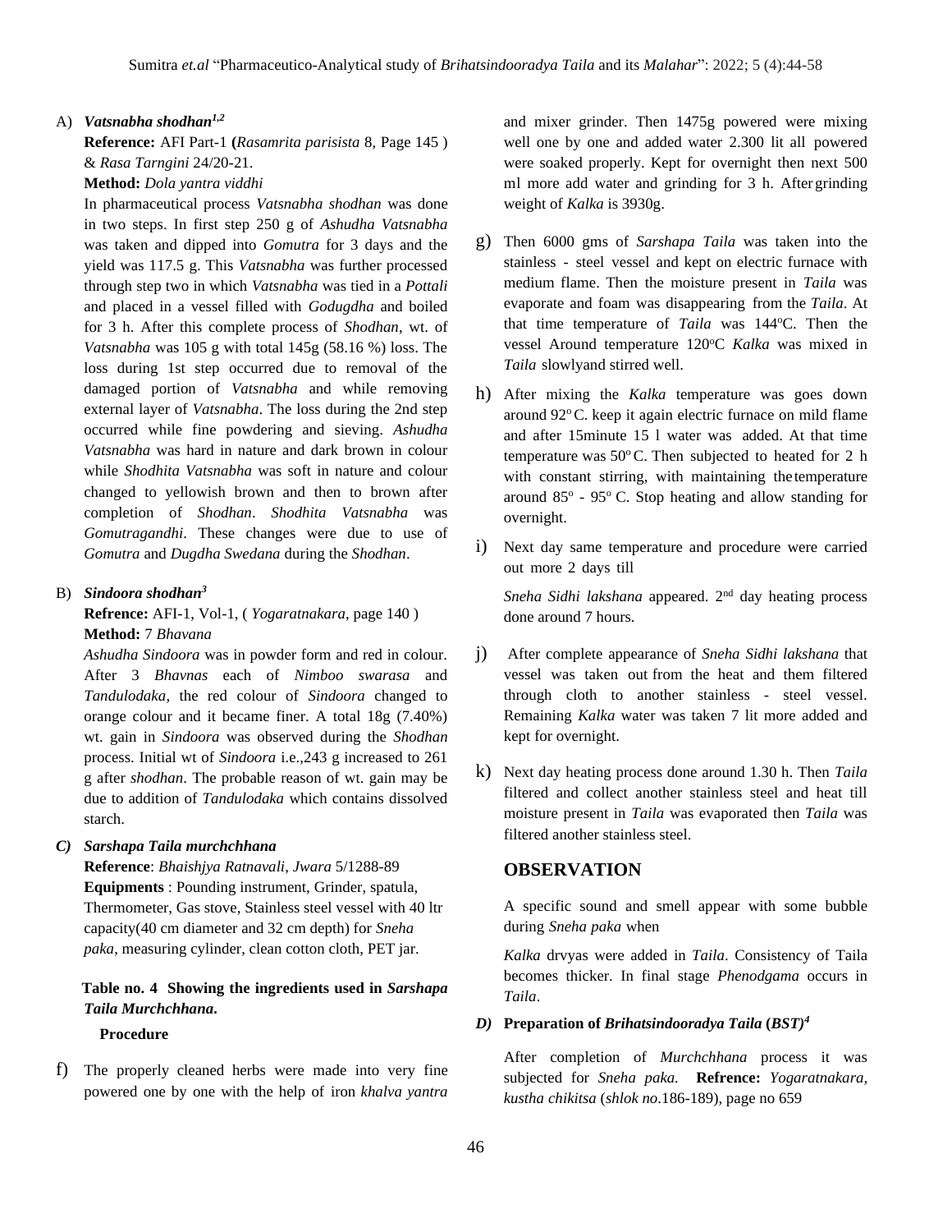A) ***Vatsnabha shodhan*[1,2]**

**Reference:** AFI Part-1 **(***Rasamrita parisista* 8, Page 145 ) & *Rasa Tarngini* 24/20-21.

**Method:** *Dola yantra viddhi*

In pharmaceutical process *Vatsnabha shodhan* was done in two steps. In first step 250 g of *Ashudha Vatsnabha* was taken and dipped into *Gomutra* for 3 days and the yield was 117.5 g. This *Vatsnabha* was further processed through step two in which *Vatsnabha* was tied in a *Pottali* and placed in a vessel filled with *Godugdha* and boiled for 3 h. After this complete process of *Shodhan*, wt. of *Vatsnabha* was 105 g with total 145g (58.16 %) loss. The loss during 1st step occurred due to removal of the damaged portion of *Vatsnabha* and while removing external layer of *Vatsnabha*. The loss during the 2nd step occurred while fine powdering and sieving. *Ashudha Vatsnabha* was hard in nature and dark brown in colour while *Shodhita Vatsnabha* was soft in nature and colour changed to yellowish brown and then to brown after completion of *Shodhan*. *Shodhita Vatsnabha* was *Gomutragandhi*. These changes were due to use of *Gomutra* and *Dugdha Swedana* during the *Shodhan*.

B) ***Sindoora shodhan*[3]**

**Refrence:** AFI-1, Vol-1, ( *Yogaratnakara*, page 140 )

**Method:** 7 *Bhavana*

*Ashudha Sindoora* was in powder form and red in colour. After 3 *Bhavnas* each of *Nimboo swarasa* and *Tandulodaka*, the red colour of *Sindoora* changed to orange colour and it became finer. A total 18g (7.40%) wt. gain in *Sindoora* was observed during the *Shodhan* process. Initial wt of *Sindoora* i.e.,243 g increased to 261 g after *shodhan*. The probable reason of wt. gain may be due to addition of *Tandulodaka* which contains dissolved starch.

***C) Sarshapa Taila murchchhana***

**Reference**: *Bhaishjya Ratnavali, Jwara* 5/1288-89

**Equipments** : Pounding instrument, Grinder, spatula, Thermometer, Gas stove, Stainless steel vessel with 40 ltr capacity(40 cm diameter and 32 cm depth) for *Sneha paka*, measuring cylinder, clean cotton cloth, PET jar.

**Table no. 4 Showing the ingredients used in *Sarshapa Taila Murchchhana.***

**Procedure**

f) The properly cleaned herbs were made into very fine powered one by one with the help of iron *khalva yantra* and mixer grinder. Then 1475g powered were mixing well one by one and added water 2.300 lit all powered were soaked properly. Kept for overnight then next 500 ml more add water and grinding for 3 h. After grinding weight of *Kalka* is 3930g.

g) Then 6000 gms of *Sarshapa Taila* was taken into the stainless - steel vessel and kept on electric furnace with medium flame. Then the moisture present in *Taila* was evaporate and foam was disappearing from the *Taila*. At that time temperature of *Taila* was 144°C. Then the vessel Around temperature 120°C *Kalka* was mixed in *Taila* slowlyand stirred well.

h) After mixing the *Kalka* temperature was goes down around 92° C. keep it again electric furnace on mild flame and after 15minute 15 l water was added. At that time temperature was 50° C. Then subjected to heated for 2 h with constant stirring, with maintaining the temperature around 85° - 95° C. Stop heating and allow standing for overnight.

i) Next day same temperature and procedure were carried out more 2 days till

*Sneha Sidhi lakshana* appeared. 2nd day heating process done around 7 hours.

j) After complete appearance of *Sneha Sidhi lakshana* that vessel was taken out from the heat and them filtered through cloth to another stainless - steel vessel. Remaining *Kalka* water was taken 7 lit more added and kept for overnight.

k) Next day heating process done around 1.30 h. Then *Taila* filtered and collect another stainless steel and heat till moisture present in *Taila* was evaporated then *Taila* was filtered another stainless steel.

## OBSERVATION

A specific sound and smell appear with some bubble during *Sneha paka* when

*Kalka* drvyas were added in *Taila*. Consistency of Taila becomes thicker. In final stage *Phenodgama* occurs in *Taila*.

***D)* Preparation of *Brihatsindooradya Taila* (*BST)*[4]**

After completion of *Murchchhana* process it was subjected for *Sneha paka.* **Refrence:** *Yogaratnakara, kustha chikitsa* (*shlok no*.186-189), page no 659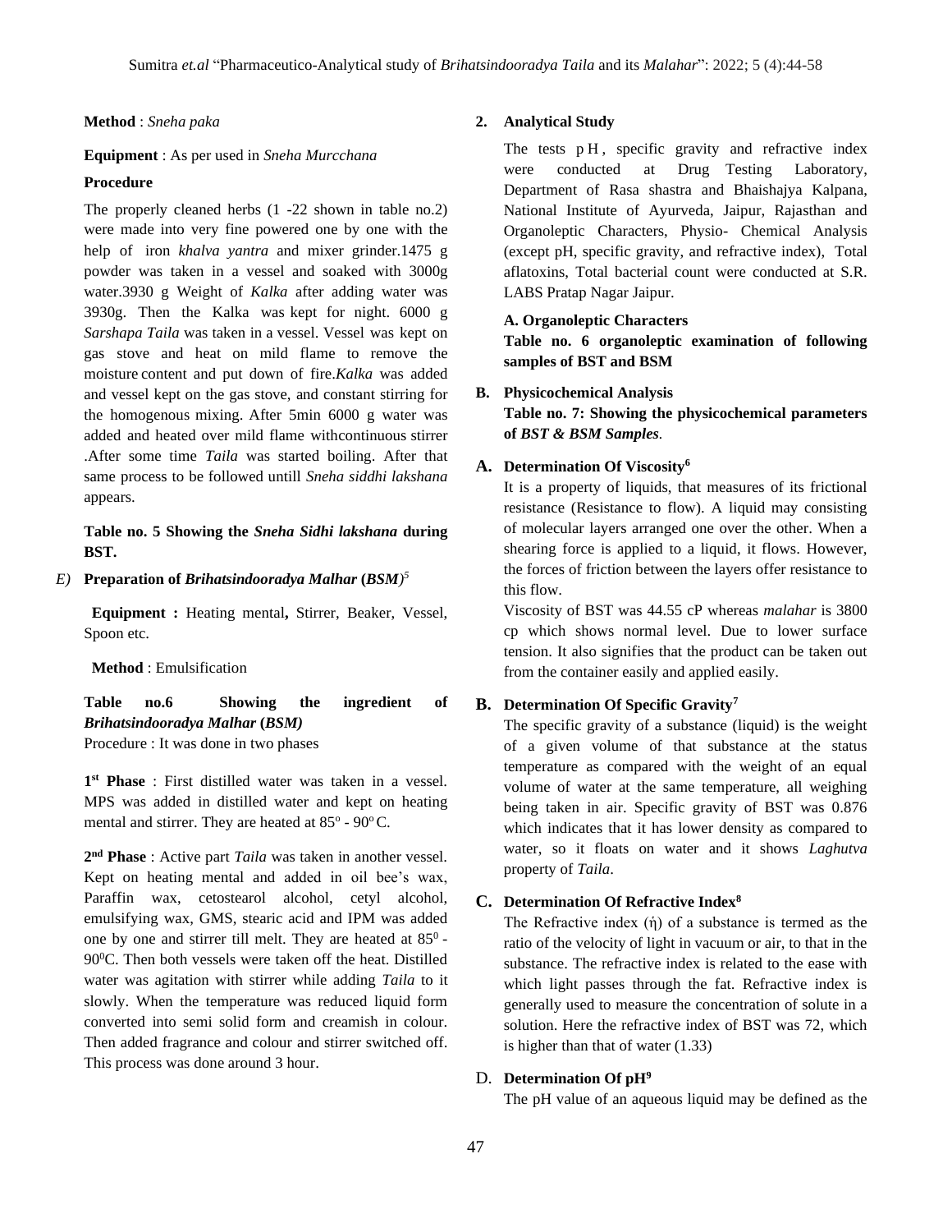**Method** : *Sneha paka*

**Equipment** : As per used in *Sneha Murcchana*

**Procedure**

The properly cleaned herbs (1 -22 shown in table no.2) were made into very fine powered one by one with the help of iron *khalva yantra* and mixer grinder.1475 g powder was taken in a vessel and soaked with 3000g water.3930 g Weight of *Kalka* after adding water was 3930g. Then the Kalka was kept for night. 6000 g *Sarshapa Taila* was taken in a vessel. Vessel was kept on gas stove and heat on mild flame to remove the moisture content and put down of fire.*Kalka* was added and vessel kept on the gas stove, and constant stirring for the homogenous mixing. After 5min 6000 g water was added and heated over mild flame withcontinuous stirrer .After some time *Taila* was started boiling. After that same process to be followed untill *Sneha siddhi lakshana* appears.

**Table no. 5 Showing the *Sneha Sidhi lakshana* during BST.**

*E)* **Preparation of *Brihatsindooradya Malhar* (*BSM*)**[5]

**Equipment :** Heating mental**,** Stirrer, Beaker, Vessel, Spoon etc.

**Method** : Emulsification

**Table no.6 Showing the ingredient of *Brihatsindooradya Malhar* (*BSM)***

Procedure : It was done in two phases

**1st Phase** : First distilled water was taken in a vessel. MPS was added in distilled water and kept on heating mental and stirrer. They are heated at $85^o$ - $90^o$C.

**2nd Phase** : Active part *Taila* was taken in another vessel. Kept on heating mental and added in oil bee's wax, Paraffin wax, cetostearol alcohol, cetyl alcohol, emulsifying wax, GMS, stearic acid and IPM was added one by one and stirrer till melt. They are heated at $85^0$ - $90^0$C. Then both vessels were taken off the heat. Distilled water was agitation with stirrer while adding *Taila* to it slowly. When the temperature was reduced liquid form converted into semi solid form and creamish in colour. Then added fragrance and colour and stirrer switched off. This process was done around 3 hour.

**2. Analytical Study**

The tests pH, specific gravity and refractive index were conducted at Drug Testing Laboratory, Department of Rasa shastra and Bhaishajya Kalpana, National Institute of Ayurveda, Jaipur, Rajasthan and Organoleptic Characters, Physio- Chemical Analysis (except pH, specific gravity, and refractive index), Total aflatoxins, Total bacterial count were conducted at S.R. LABS Pratap Nagar Jaipur.

**A. Organoleptic Characters**

**Table no. 6 organoleptic examination of following samples of BST and BSM**

**B. Physicochemical Analysis**

**Table no. 7: Showing the physicochemical parameters of *BST & BSM Samples*.**

**A. Determination Of Viscosity**[6]

It is a property of liquids, that measures of its frictional resistance (Resistance to flow). A liquid may consisting of molecular layers arranged one over the other. When a shearing force is applied to a liquid, it flows. However, the forces of friction between the layers offer resistance to this flow.

Viscosity of BST was 44.55 cP whereas *malahar* is 3800 cp which shows normal level. Due to lower surface tension. It also signifies that the product can be taken out from the container easily and applied easily.

**B. Determination Of Specific Gravity**[7]

The specific gravity of a substance (liquid) is the weight of a given volume of that substance at the status temperature as compared with the weight of an equal volume of water at the same temperature, all weighing being taken in air. Specific gravity of BST was 0.876 which indicates that it has lower density as compared to water, so it floats on water and it shows *Laghutva* property of *Taila*.

**C. Determination Of Refractive Index**[8]

The Refractive index (ή) of a substance is termed as the ratio of the velocity of light in vacuum or air, to that in the substance. The refractive index is related to the ease with which light passes through the fat. Refractive index is generally used to measure the concentration of solute in a solution. Here the refractive index of BST was 72, which is higher than that of water (1.33)

D. **Determination Of pH**[9]

The pH value of an aqueous liquid may be defined as the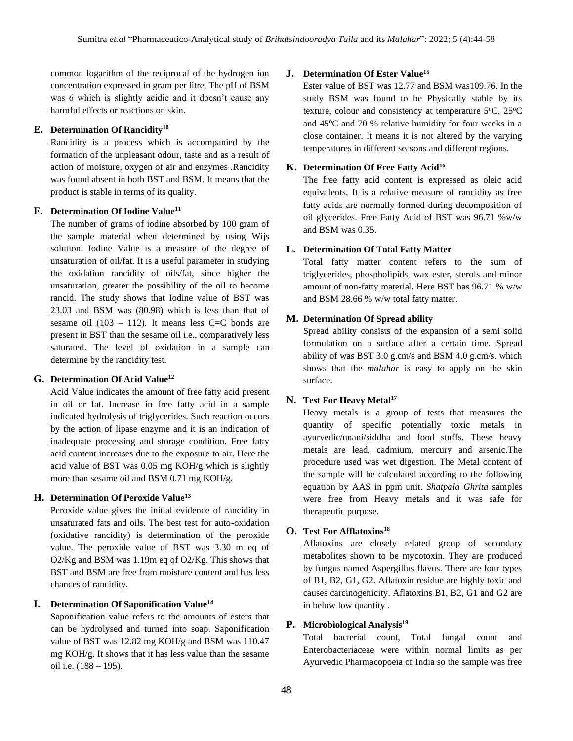common logarithm of the reciprocal of the hydrogen ion concentration expressed in gram per litre, The pH of BSM was 6 which is slightly acidic and it doesn't cause any harmful effects or reactions on skin.

### E. Determination Of Rancidity[10]

Rancidity is a process which is accompanied by the formation of the unpleasant odour, taste and as a result of action of moisture, oxygen of air and enzymes .Rancidity was found absent in both BST and BSM. It means that the product is stable in terms of its quality.

### F. Determination Of Iodine Value[11]

The number of grams of iodine absorbed by 100 gram of the sample material when determined by using Wijs solution. Iodine Value is a measure of the degree of unsaturation of oil/fat. It is a useful parameter in studying the oxidation rancidity of oils/fat, since higher the unsaturation, greater the possibility of the oil to become rancid. The study shows that Iodine value of BST was 23.03 and BSM was (80.98) which is less than that of sesame oil (103 – 112). It means less C=C bonds are present in BST than the sesame oil i.e., comparatively less saturated. The level of oxidation in a sample can determine by the rancidity test.

### G. Determination Of Acid Value[12]

Acid Value indicates the amount of free fatty acid present in oil or fat. Increase in free fatty acid in a sample indicated hydrolysis of triglycerides. Such reaction occurs by the action of lipase enzyme and it is an indication of inadequate processing and storage condition. Free fatty acid content increases due to the exposure to air. Here the acid value of BST was 0.05 mg KOH/g which is slightly more than sesame oil and BSM 0.71 mg KOH/g.

### H. Determination Of Peroxide Value[13]

Peroxide value gives the initial evidence of rancidity in unsaturated fats and oils. The best test for auto-oxidation (oxidative rancidity) is determination of the peroxide value. The peroxide value of BST was 3.30 m eq of $O_2$/Kg and BSM was 1.19m eq of $O_2$/Kg. This shows that BST and BSM are free from moisture content and has less chances of rancidity.

### I. Determination Of Saponification Value[14]

Saponification value refers to the amounts of esters that can be hydrolysed and turned into soap. Saponification value of BST was 12.82 mg KOH/g and BSM was 110.47 mg KOH/g. It shows that it has less value than the sesame oil i.e. (188 – 195).

### J. Determination Of Ester Value[15]

Ester value of BST was 12.77 and BSM was109.76. In the study BSM was found to be Physically stable by its texture, colour and consistency at temperature 5ºC, 25ºC and 45ºC and 70 % relative humidity for four weeks in a close container. It means it is not altered by the varying temperatures in different seasons and different regions.

### K. Determination Of Free Fatty Acid[16]

The free fatty acid content is expressed as oleic acid equivalents. It is a relative measure of rancidity as free fatty acids are normally formed during decomposition of oil glycerides. Free Fatty Acid of BST was 96.71 %w/w and BSM was 0.35.

### L. Determination Of Total Fatty Matter

Total fatty matter content refers to the sum of triglycerides, phospholipids, wax ester, sterols and minor amount of non-fatty material. Here BST has 96.71 % w/w and BSM 28.66 % w/w total fatty matter.

### M. Determination Of Spread ability

Spread ability consists of the expansion of a semi solid formulation on a surface after a certain time. Spread ability of was BST 3.0 g.cm/s and BSM 4.0 g.cm/s. which shows that the *malahar* is easy to apply on the skin surface.

### N. Test For Heavy Metal[17]

Heavy metals is a group of tests that measures the quantity of specific potentially toxic metals in ayurvedic/unani/siddha and food stuffs. These heavy metals are lead, cadmium, mercury and arsenic.The procedure used was wet digestion. The Metal content of the sample will be calculated according to the following equation by AAS in ppm unit. *Shatpala Ghrita* samples were free from Heavy metals and it was safe for therapeutic purpose.

### O. Test For Afflatoxins[18]

Aflatoxins are closely related group of secondary metabolites shown to be mycotoxin. They are produced by fungus named Aspergillus flavus. There are four types of B1, B2, G1, G2. Aflatoxin residue are highly toxic and causes carcinogenicity. Aflatoxins B1, B2, G1 and G2 are in below low quantity .

### P. Microbiological Analysis[19]

Total bacterial count, Total fungal count and Enterobacteriaceae were within normal limits as per Ayurvedic Pharmacopoeia of India so the sample was free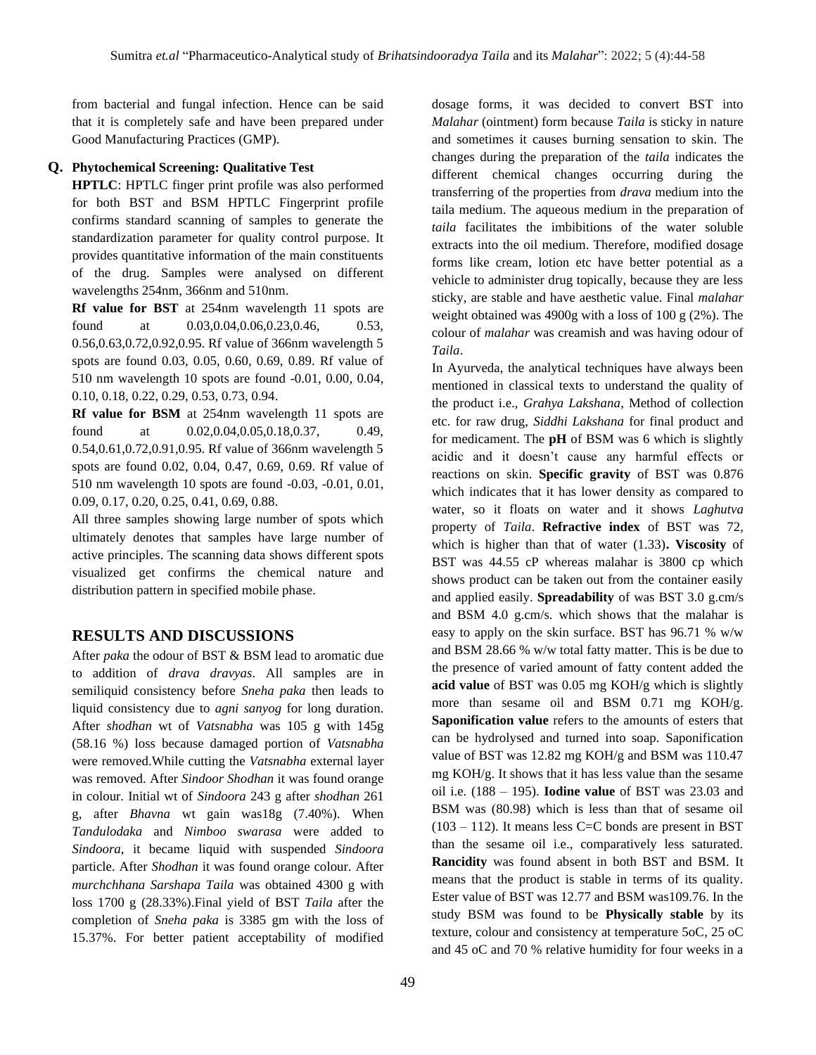from bacterial and fungal infection. Hence can be said that it is completely safe and have been prepared under Good Manufacturing Practices (GMP).

**Q. Phytochemical Screening: Qualitative Test**

**HPTLC**: HPTLC finger print profile was also performed for both BST and BSM HPTLC Fingerprint profile confirms standard scanning of samples to generate the standardization parameter for quality control purpose. It provides quantitative information of the main constituents of the drug. Samples were analysed on different wavelengths 254nm, 366nm and 510nm.

**Rf value for BST** at 254nm wavelength 11 spots are found at 0.03,0.04,0.06,0.23,0.46, 0.53, 0.56,0.63,0.72,0.92,0.95. Rf value of 366nm wavelength 5 spots are found 0.03, 0.05, 0.60, 0.69, 0.89. Rf value of 510 nm wavelength 10 spots are found -0.01, 0.00, 0.04, 0.10, 0.18, 0.22, 0.29, 0.53, 0.73, 0.94.

**Rf value for BSM** at 254nm wavelength 11 spots are found at 0.02,0.04,0.05,0.18,0.37, 0.49, 0.54,0.61,0.72,0.91,0.95. Rf value of 366nm wavelength 5 spots are found 0.02, 0.04, 0.47, 0.69, 0.69. Rf value of 510 nm wavelength 10 spots are found -0.03, -0.01, 0.01, 0.09, 0.17, 0.20, 0.25, 0.41, 0.69, 0.88.

All three samples showing large number of spots which ultimately denotes that samples have large number of active principles. The scanning data shows different spots visualized get confirms the chemical nature and distribution pattern in specified mobile phase.

## RESULTS AND DISCUSSIONS

After *paka* the odour of BST & BSM lead to aromatic due to addition of *drava dravyas*. All samples are in semiliquid consistency before *Sneha paka* then leads to liquid consistency due to *agni sanyog* for long duration. After *shodhan* wt of *Vatsnabha* was 105 g with 145g (58.16 %) loss because damaged portion of *Vatsnabha* were removed.While cutting the *Vatsnabha* external layer was removed. After *Sindoor Shodhan* it was found orange in colour. Initial wt of *Sindoora* 243 g after *shodhan* 261 g, after *Bhavna* wt gain was18g (7.40%). When *Tandulodaka* and *Nimboo swarasa* were added to *Sindoora*, it became liquid with suspended *Sindoora* particle. After *Shodhan* it was found orange colour. After *murchchhana Sarshapa Taila* was obtained 4300 g with loss 1700 g (28.33%).Final yield of BST *Taila* after the completion of *Sneha paka* is 3385 gm with the loss of 15.37%. For better patient acceptability of modified dosage forms, it was decided to convert BST into *Malahar* (ointment) form because *Taila* is sticky in nature and sometimes it causes burning sensation to skin. The changes during the preparation of the *taila* indicates the different chemical changes occurring during the transferring of the properties from *drava* medium into the taila medium. The aqueous medium in the preparation of *taila* facilitates the imbibitions of the water soluble extracts into the oil medium. Therefore, modified dosage forms like cream, lotion etc have better potential as a vehicle to administer drug topically, because they are less sticky, are stable and have aesthetic value. Final *malahar* weight obtained was 4900g with a loss of 100 g (2%). The colour of *malahar* was creamish and was having odour of *Taila*.

In Ayurveda, the analytical techniques have always been mentioned in classical texts to understand the quality of the product i.e., *Grahya Lakshana*, Method of collection etc. for raw drug, *Siddhi Lakshana* for final product and for medicament. The **pH** of BSM was 6 which is slightly acidic and it doesn't cause any harmful effects or reactions on skin. **Specific gravity** of BST was 0.876 which indicates that it has lower density as compared to water, so it floats on water and it shows *Laghutva* property of *Taila*. **Refractive index** of BST was 72, which is higher than that of water (1.33)**. Viscosity** of BST was 44.55 cP whereas malahar is 3800 cp which shows product can be taken out from the container easily and applied easily. **Spreadability** of was BST 3.0 g.cm/s and BSM 4.0 g.cm/s. which shows that the malahar is easy to apply on the skin surface. BST has 96.71 % w/w and BSM 28.66 % w/w total fatty matter. This is be due to the presence of varied amount of fatty content added the **acid value** of BST was 0.05 mg KOH/g which is slightly more than sesame oil and BSM 0.71 mg KOH/g. **Saponification value** refers to the amounts of esters that can be hydrolysed and turned into soap. Saponification value of BST was 12.82 mg KOH/g and BSM was 110.47 mg KOH/g. It shows that it has less value than the sesame oil i.e. (188 – 195). **Iodine value** of BST was 23.03 and BSM was (80.98) which is less than that of sesame oil (103 – 112). It means less C=C bonds are present in BST than the sesame oil i.e., comparatively less saturated. **Rancidity** was found absent in both BST and BSM. It means that the product is stable in terms of its quality. Ester value of BST was 12.77 and BSM was109.76. In the study BSM was found to be **Physically stable** by its texture, colour and consistency at temperature 5oC, 25 oC and 45 oC and 70 % relative humidity for four weeks in a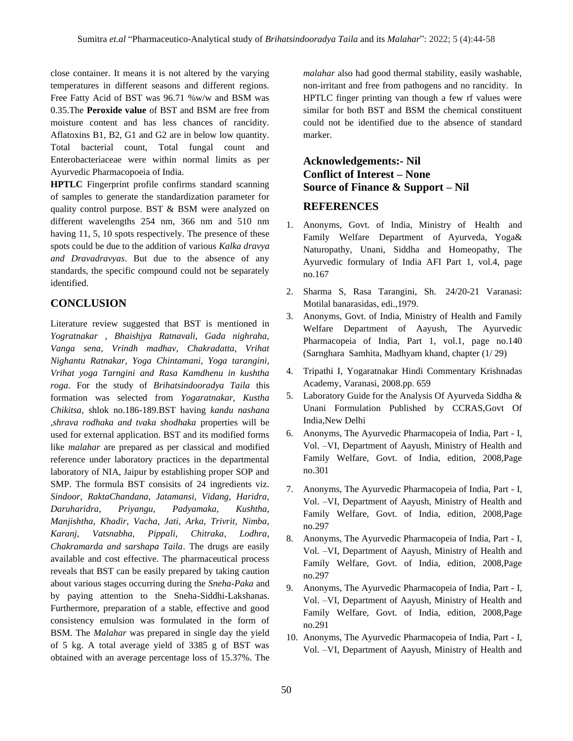close container. It means it is not altered by the varying temperatures in different seasons and different regions. Free Fatty Acid of BST was 96.71 %w/w and BSM was 0.35.The **Peroxide value** of BST and BSM are free from moisture content and has less chances of rancidity. Aflatoxins B1, B2, G1 and G2 are in below low quantity. Total bacterial count, Total fungal count and Enterobacteriaceae were within normal limits as per Ayurvedic Pharmacopoeia of India.

**HPTLC** Fingerprint profile confirms standard scanning of samples to generate the standardization parameter for quality control purpose. BST & BSM were analyzed on different wavelengths 254 nm, 366 nm and 510 nm having 11, 5, 10 spots respectively. The presence of these spots could be due to the addition of various *Kalka dravya and Dravadravyas*. But due to the absence of any standards, the specific compound could not be separately identified.

## CONCLUSION

Literature review suggested that BST is mentioned in *Yogratnakar , Bhaishjya Ratnavali, Gada nighraha, Vanga sena, Vrindh madhav, Chakradatta, Vrihat Nighantu Ratnakar, Yoga Chintamani, Yoga tarangini, Vrihat yoga Tarngini and Rasa Kamdhenu in kushtha roga*. For the study of *Brihatsindooradya Taila* this formation was selected from *Yogaratnakar, Kustha Chikitsa*, shlok no.186-189.BST having *kandu nashana ,shrava rodhaka and tvaka shodhaka* properties will be used for external application. BST and its modified forms like *malahar* are prepared as per classical and modified reference under laboratory practices in the departmental laboratory of NIA, Jaipur by establishing proper SOP and SMP. The formula BST consisits of 24 ingredients viz. *Sindoor, RaktaChandana, Jatamansi, Vidang, Haridra, Daruharidra, Priyangu, Padyamaka, Kushtha, Manjishtha, Khadir, Vacha, Jati, Arka, Trivrit, Nimba, Karanj, Vatsnabha, Pippali, Chitraka, Lodhra, Chakramarda and sarshapa Taila*. The drugs are easily available and cost effective. The pharmaceutical process reveals that BST can be easily prepared by taking caution about various stages occurring during the *Sneha-Paka* and by paying attention to the Sneha-Siddhi-Lakshanas. Furthermore, preparation of a stable, effective and good consistency emulsion was formulated in the form of BSM. The *Malahar* was prepared in single day the yield of 5 kg. A total average yield of 3385 g of BST was obtained with an average percentage loss of 15.37%. The *malahar* also had good thermal stability, easily washable, non-irritant and free from pathogens and no rancidity. In HPTLC finger printing van though a few rf values were similar for both BST and BSM the chemical constituent could not be identified due to the absence of standard marker.

## Acknowledgements:- Nil
## Conflict of Interest – None
## Source of Finance & Support – Nil

## REFERENCES

1. Anonyms, Govt. of India, Ministry of Health and Family Welfare Department of Ayurveda, Yoga& Naturopathy, Unani, Siddha and Homeopathy, The Ayurvedic formulary of India AFI Part 1, vol.4, page no.167
2. Sharma S, Rasa Tarangini, Sh. 24/20-21 Varanasi: Motilal banarasidas, edi.,1979.
3. Anonyms, Govt. of India, Ministry of Health and Family Welfare Department of Aayush, The Ayurvedic Pharmacopeia of India, Part 1, vol.1, page no.140 (Sarnghara Samhita, Madhyam khand, chapter (1/ 29)
4. Tripathi I, Yogaratnakar Hindi Commentary Krishnadas Academy, Varanasi, 2008.pp. 659
5. Laboratory Guide for the Analysis Of Ayurveda Siddha & Unani Formulation Published by CCRAS,Govt Of India,New Delhi
6. Anonyms, The Ayurvedic Pharmacopeia of India, Part - I, Vol. –VI, Department of Aayush, Ministry of Health and Family Welfare, Govt. of India, edition, 2008,Page no.301
7. Anonyms, The Ayurvedic Pharmacopeia of India, Part - I, Vol. –VI, Department of Aayush, Ministry of Health and Family Welfare, Govt. of India, edition, 2008,Page no.297
8. Anonyms, The Ayurvedic Pharmacopeia of India, Part - I, Vol. –VI, Department of Aayush, Ministry of Health and Family Welfare, Govt. of India, edition, 2008,Page no.297
9. Anonyms, The Ayurvedic Pharmacopeia of India, Part - I, Vol. –VI, Department of Aayush, Ministry of Health and Family Welfare, Govt. of India, edition, 2008,Page no.291
10. Anonyms, The Ayurvedic Pharmacopeia of India, Part - I, Vol. –VI, Department of Aayush, Ministry of Health and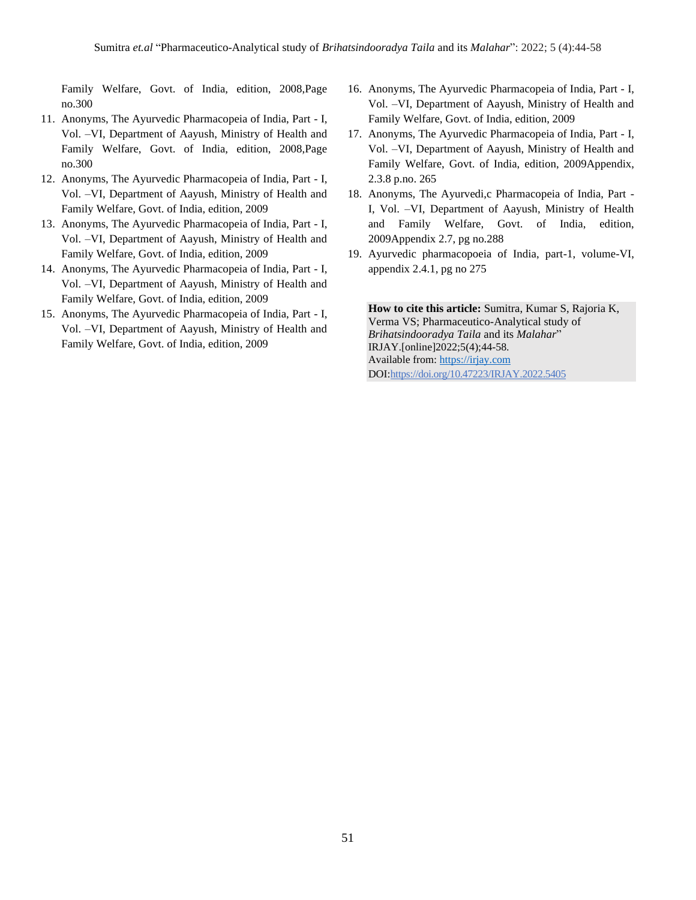Family Welfare, Govt. of India, edition, 2008,Page no.300

11. Anonyms, The Ayurvedic Pharmacopeia of India, Part - I, Vol. –VI, Department of Aayush, Ministry of Health and Family Welfare, Govt. of India, edition, 2008,Page no.300
12. Anonyms, The Ayurvedic Pharmacopeia of India, Part - I, Vol. –VI, Department of Aayush, Ministry of Health and Family Welfare, Govt. of India, edition, 2009
13. Anonyms, The Ayurvedic Pharmacopeia of India, Part - I, Vol. –VI, Department of Aayush, Ministry of Health and Family Welfare, Govt. of India, edition, 2009
14. Anonyms, The Ayurvedic Pharmacopeia of India, Part - I, Vol. –VI, Department of Aayush, Ministry of Health and Family Welfare, Govt. of India, edition, 2009
15. Anonyms, The Ayurvedic Pharmacopeia of India, Part - I, Vol. –VI, Department of Aayush, Ministry of Health and Family Welfare, Govt. of India, edition, 2009
16. Anonyms, The Ayurvedic Pharmacopeia of India, Part - I, Vol. –VI, Department of Aayush, Ministry of Health and Family Welfare, Govt. of India, edition, 2009
17. Anonyms, The Ayurvedic Pharmacopeia of India, Part - I, Vol. –VI, Department of Aayush, Ministry of Health and Family Welfare, Govt. of India, edition, 2009Appendix, 2.3.8 p.no. 265
18. Anonyms, The Ayurvedi,c Pharmacopeia of India, Part - I, Vol. –VI, Department of Aayush, Ministry of Health and Family Welfare, Govt. of India, edition, 2009Appendix 2.7, pg no.288
19. Ayurvedic pharmacopoeia of India, part-1, volume-VI, appendix 2.4.1, pg no 275

**How to cite this article:** Sumitra, Kumar S, Rajoria K, Verma VS; Pharmaceutico-Analytical study of *Brihatsindooradya Taila* and its *Malahar*" IRJAY.[online]2022;5(4);44-58.
Available from: https://irjay.com
DOI:https://doi.org/10.47223/IRJAY.2022.5405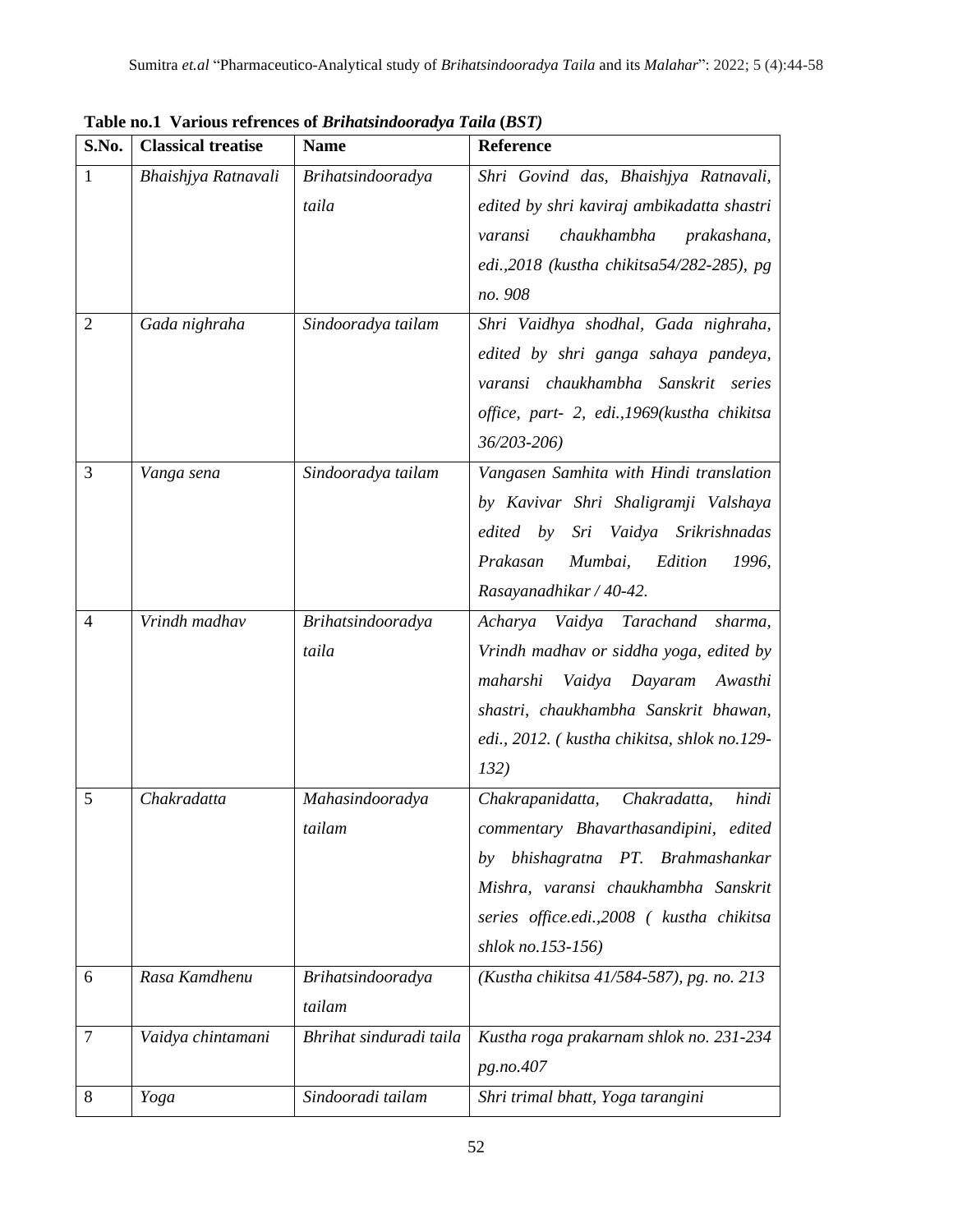**Table no.1 Various refrences of *Brihatsindooradya Taila* (*BST*)**

| S.No. | Classical treatise | Name | Reference |
|---|---|---|---|
| 1 | *Bhaishjya Ratnavali* | *Brihatsindooradya taila* | *Shri Govind das, Bhaishjya Ratnavali, edited by shri kaviraj ambikadatta shastri varansi chaukhambha prakashana, edi.,2018 (kustha chikitsa54/282-285), pg no. 908* |
| 2 | *Gada nighraha* | *Sindooradya tailam* | *Shri Vaidhya shodhal, Gada nighraha, edited by shri ganga sahaya pandeya, varansi chaukhambha Sanskrit series office, part- 2, edi.,1969(kustha chikitsa 36/203-206)* |
| 3 | *Vanga sena* | *Sindooradya tailam* | *Vangasen Samhita with Hindi translation by Kavivar Shri Shaligramji Valshaya edited by Sri Vaidya Srikrishnadas Prakasan Mumbai, Edition 1996, Rasayanadhikar / 40-42.* |
| 4 | *Vrindh madhav* | *Brihatsindooradya taila* | *Acharya Vaidya Tarachand sharma, Vrindh madhav or siddha yoga, edited by maharshi Vaidya Dayaram Awasthi shastri, chaukhambha Sanskrit bhawan, edi., 2012. ( kustha chikitsa, shlok no.129-132)* |
| 5 | *Chakradatta* | *Mahasindooradya tailam* | *Chakrapanidatta, Chakradatta, hindi commentary Bhavarthasandipini, edited by bhishagratna PT. Brahmashankar Mishra, varansi chaukhambha Sanskrit series office.edi.,2008 ( kustha chikitsa shlok no.153-156)* |
| 6 | *Rasa Kamdhenu* | *Brihatsindooradya tailam* | *(Kustha chikitsa 41/584-587), pg. no. 213* |
| 7 | *Vaidya chintamani* | *Bhrihat sinduradi taila* | *Kustha roga prakarnam shlok no. 231-234 pg.no.407* |
| 8 | *Yoga* | *Sindooradi tailam* | *Shri trimal bhatt, Yoga tarangini* |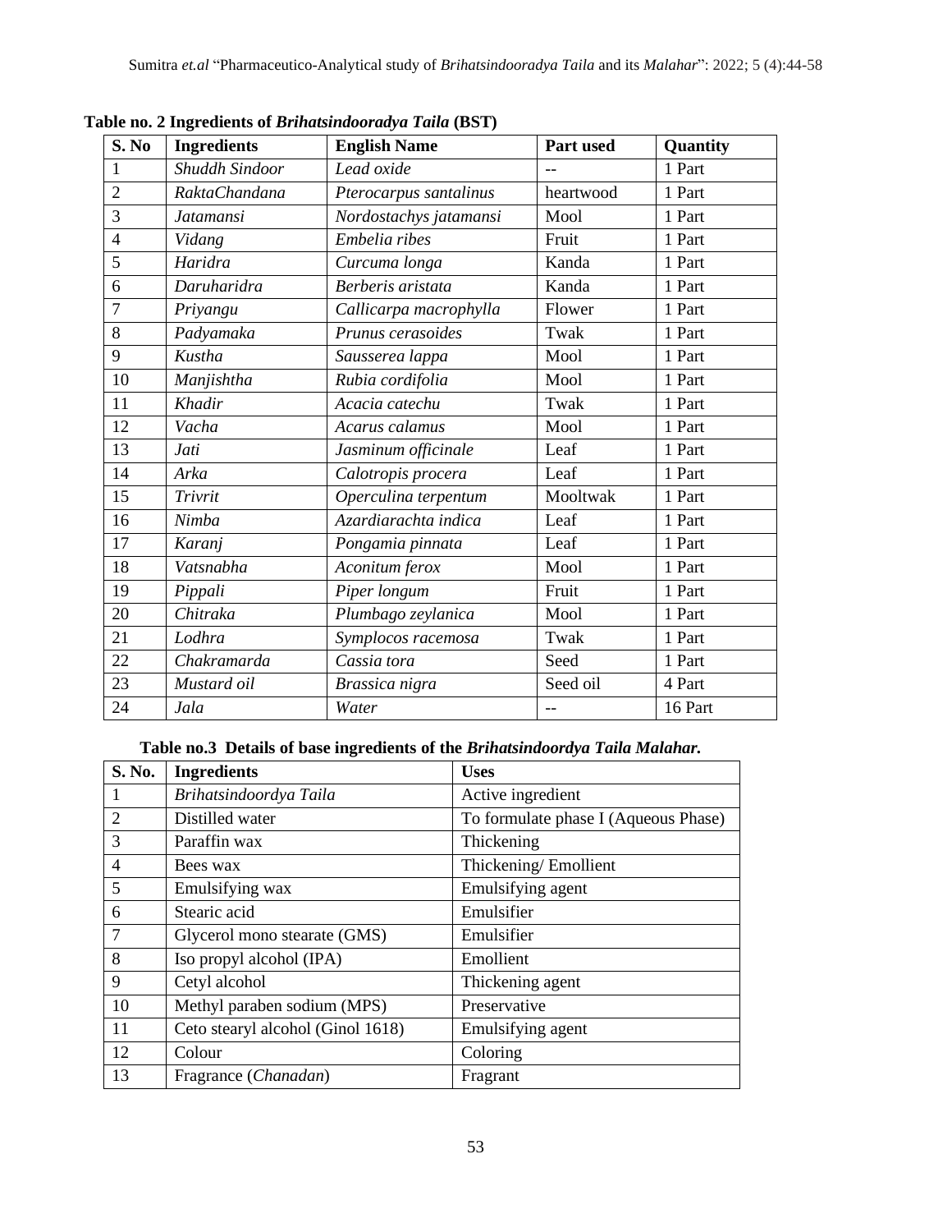**Table no. 2 Ingredients of *Brihatsindooradya Taila* (BST)**

| S. No | Ingredients | English Name | Part used | Quantity |
|---|---|---|---|---|
| 1 | *Shuddh Sindoor* | *Lead oxide* | -- | 1 Part |
| 2 | *RaktaChandana* | *Pterocarpus santalinus* | heartwood | 1 Part |
| 3 | *Jatamansi* | *Nordostachys jatamansi* | Mool | 1 Part |
| 4 | *Vidang* | *Embelia ribes* | Fruit | 1 Part |
| 5 | *Haridra* | *Curcuma longa* | Kanda | 1 Part |
| 6 | *Daruharidra* | *Berberis aristata* | Kanda | 1 Part |
| 7 | *Priyangu* | *Callicarpa macrophylla* | Flower | 1 Part |
| 8 | *Padyamaka* | *Prunus cerasoides* | Twak | 1 Part |
| 9 | *Kustha* | *Sausserea lappa* | Mool | 1 Part |
| 10 | *Manjishtha* | *Rubia cordifolia* | Mool | 1 Part |
| 11 | *Khadir* | *Acacia catechu* | Twak | 1 Part |
| 12 | *Vacha* | *Acarus calamus* | Mool | 1 Part |
| 13 | *Jati* | *Jasminum officinale* | Leaf | 1 Part |
| 14 | *Arka* | *Calotropis procera* | Leaf | 1 Part |
| 15 | *Trivrit* | *Operculina terpentum* | Mooltwak | 1 Part |
| 16 | *Nimba* | *Azardiarachta indica* | Leaf | 1 Part |
| 17 | *Karanj* | *Pongamia pinnata* | Leaf | 1 Part |
| 18 | *Vatsnabha* | *Aconitum ferox* | Mool | 1 Part |
| 19 | *Pippali* | *Piper longum* | Fruit | 1 Part |
| 20 | *Chitraka* | *Plumbago zeylanica* | Mool | 1 Part |
| 21 | *Lodhra* | *Symplocos racemosa* | Twak | 1 Part |
| 22 | *Chakramarda* | *Cassia tora* | Seed | 1 Part |
| 23 | *Mustard oil* | *Brassica nigra* | Seed oil | 4 Part |
| 24 | *Jala* | *Water* | -- | 16 Part |

**Table no.3 Details of base ingredients of the *Brihatsindoordya Taila Malahar.***

| S. No. | Ingredients | Uses |
|---|---|---|
| 1 | *Brihatsindoordya Taila* | Active ingredient |
| 2 | Distilled water | To formulate phase I (Aqueous Phase) |
| 3 | Paraffin wax | Thickening |
| 4 | Bees wax | Thickening/ Emollient |
| 5 | Emulsifying wax | Emulsifying agent |
| 6 | Stearic acid | Emulsifier |
| 7 | Glycerol mono stearate (GMS) | Emulsifier |
| 8 | Iso propyl alcohol (IPA) | Emollient |
| 9 | Cetyl alcohol | Thickening agent |
| 10 | Methyl paraben sodium (MPS) | Preservative |
| 11 | Ceto stearyl alcohol (Ginol 1618) | Emulsifying agent |
| 12 | Colour | Coloring |
| 13 | Fragrance (*Chanadan*) | Fragrant |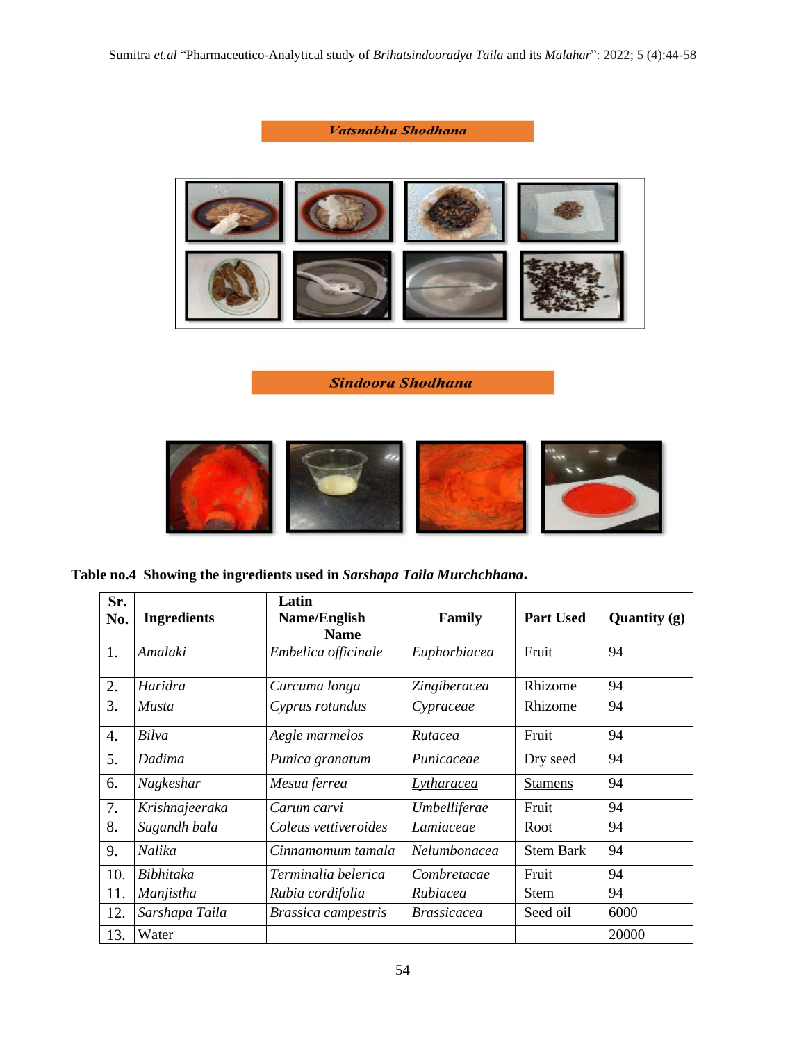**Vatsnabha Shodhana**

**Sindoora Shodhana**

**Table no.4 Showing the ingredients used in *Sarshapa Taila Murchchhana*.**

| Sr. No. | Ingredients | Latin Name/English Name | Family | Part Used | Quantity (g) |
|---|---|---|---|---|---|
| 1. | *Amalaki* | *Embelica officinale* | *Euphorbiacea* | Fruit | 94 |
| 2. | *Haridra* | *Curcuma longa* | *Zingiberacea* | Rhizome | 94 |
| 3. | *Musta* | *Cyprus rotundus* | *Cypraceae* | Rhizome | 94 |
| 4. | *Bilva* | *Aegle marmelos* | *Rutacea* | Fruit | 94 |
| 5. | *Dadima* | *Punica granatum* | *Punicaceae* | Dry seed | 94 |
| 6. | *Nagkeshar* | *Mesua ferrea* | *Lytharacea* | Stamens | 94 |
| 7. | *Krishnajeeraka* | *Carum carvi* | *Umbelliferae* | Fruit | 94 |
| 8. | *Sugandh bala* | *Coleus vettiveroides* | *Lamiaceae* | Root | 94 |
| 9. | *Nalika* | *Cinnamomum tamala* | *Nelumbonacea* | Stem Bark | 94 |
| 10. | *Bibhitaka* | *Terminalia belerica* | *Combretacae* | Fruit | 94 |
| 11. | *Manjistha* | *Rubia cordifolia* | *Rubiacea* | Stem | 94 |
| 12. | *Sarshapa Taila* | *Brassica campestris* | *Brassicacea* | Seed oil | 6000 |
| 13. | Water | | | | 20000 |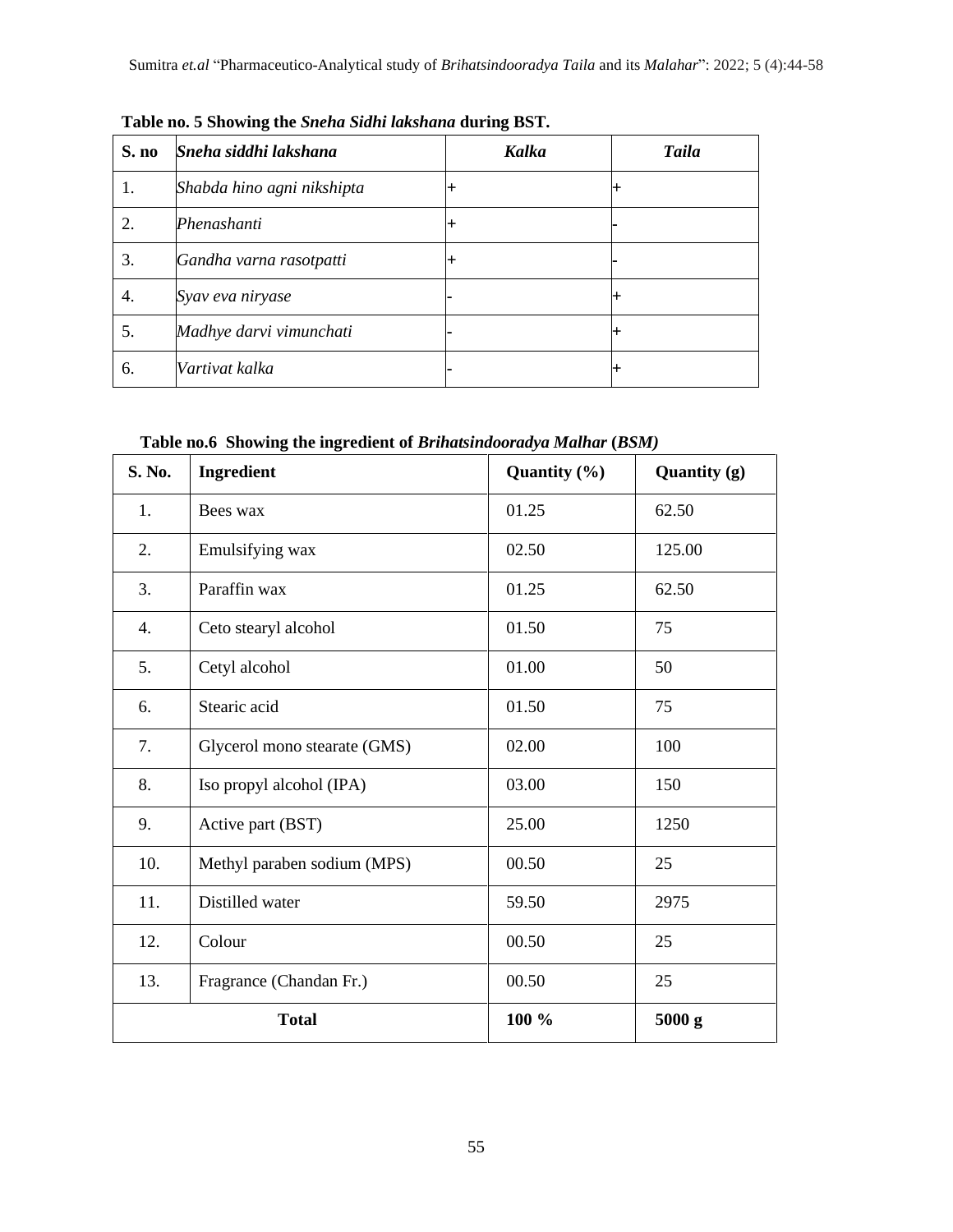**Table no. 5 Showing the *Sneha Sidhi lakshana* during BST.**

| S. no | *Sneha siddhi lakshana* | *Kalka* | *Taila* |
|---|---|---|---|
| 1. | *Shabda hino agni nikshipta* | + | + |
| 2. | *Phenashanti* | + | - |
| 3. | *Gandha varna rasotpatti* | + | - |
| 4. | *Syav eva niryase* | - | + |
| 5. | *Madhye darvi vimunchati* | - | + |
| 6. | *Vartivat kalka* | - | + |

**Table no.6 Showing the ingredient of *Brihatsindooradya Malhar* (*BSM*)**

| S. No. | Ingredient | Quantity (%) | Quantity (g) |
|---|---|---|---|
| 1. | Bees wax | 01.25 | 62.50 |
| 2. | Emulsifying wax | 02.50 | 125.00 |
| 3. | Paraffin wax | 01.25 | 62.50 |
| 4. | Ceto stearyl alcohol | 01.50 | 75 |
| 5. | Cetyl alcohol | 01.00 | 50 |
| 6. | Stearic acid | 01.50 | 75 |
| 7. | Glycerol mono stearate (GMS) | 02.00 | 100 |
| 8. | Iso propyl alcohol (IPA) | 03.00 | 150 |
| 9. | Active part (BST) | 25.00 | 1250 |
| 10. | Methyl paraben sodium (MPS) | 00.50 | 25 |
| 11. | Distilled water | 59.50 | 2975 |
| 12. | Colour | 00.50 | 25 |
| 13. | Fragrance (Chandan Fr.) | 00.50 | 25 |
| **Total** | | **100 %** | **5000 g** |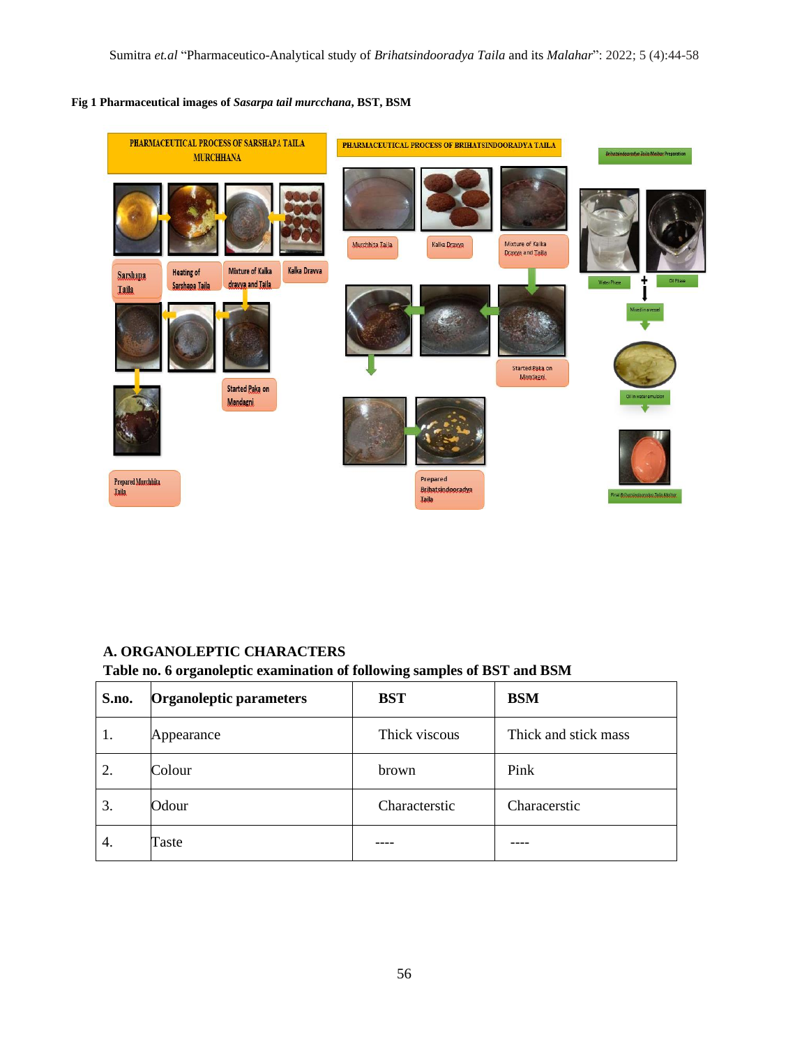**Fig 1 Pharmaceutical images of *Sasarpa tail murcchana*, BST, BSM**

### A. ORGANOLEPTIC CHARACTERS

**Table no. 6 organoleptic examination of following samples of BST and BSM**

| S.no. | Organoleptic parameters | BST | BSM |
|---|---|---|---|
| 1. | Appearance | Thick viscous | Thick and stick mass |
| 2. | Colour | brown | Pink |
| 3. | Odour | Characterstic | Characerstic |
| 4. | Taste | ---- | ---- |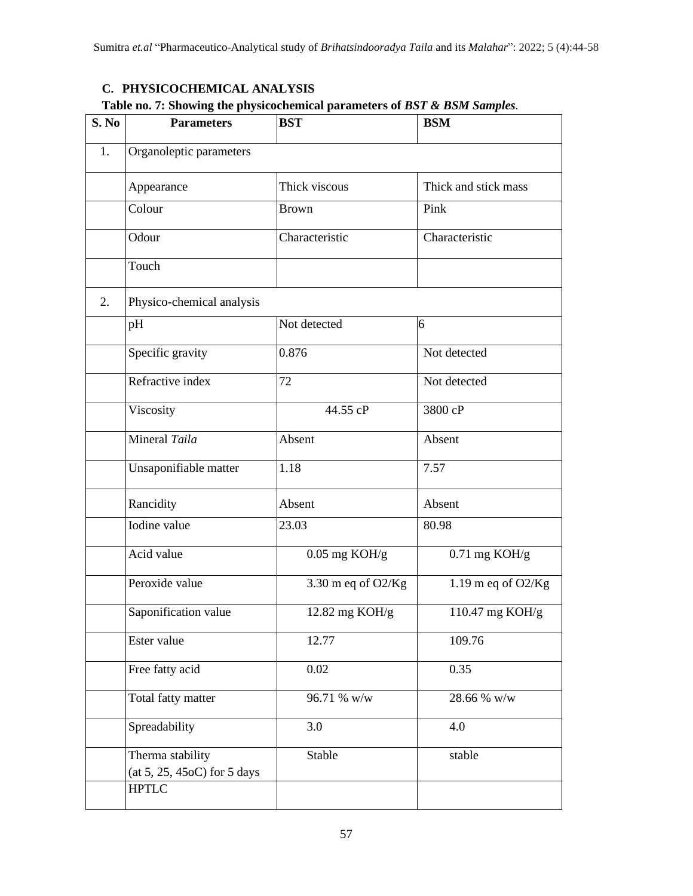### C. PHYSICOCHEMICAL ANALYSIS

**Table no. 7: Showing the physicochemical parameters of *BST & BSM Samples*.**

| S. No | Parameters | BST | BSM |
|---|---|---|---|
| 1. | Organoleptic parameters | | |
| | Appearance | Thick viscous | Thick and stick mass |
| | Colour | Brown | Pink |
| | Odour | Characteristic | Characteristic |
| | Touch | | |
| 2. | Physico-chemical analysis | | |
| | pH | Not detected | 6 |
| | Specific gravity | 0.876 | Not detected |
| | Refractive index | 72 | Not detected |
| | Viscosity | 44.55 cP | 3800 cP |
| | Mineral *Taila* | Absent | Absent |
| | Unsaponifiable matter | 1.18 | 7.57 |
| | Rancidity | Absent | Absent |
| | Iodine value | 23.03 | 80.98 |
| | Acid value | 0.05 mg KOH/g | 0.71 mg KOH/g |
| | Peroxide value | 3.30 m eq of O2/Kg | 1.19 m eq of O2/Kg |
| | Saponification value | 12.82 mg KOH/g | 110.47 mg KOH/g |
| | Ester value | 12.77 | 109.76 |
| | Free fatty acid | 0.02 | 0.35 |
| | Total fatty matter | 96.71 % w/w | 28.66 % w/w |
| | Spreadability | 3.0 | 4.0 |
| | Therma stability (at 5, 25, 45oC) for 5 days | Stable | stable |
| | HPTLC | | |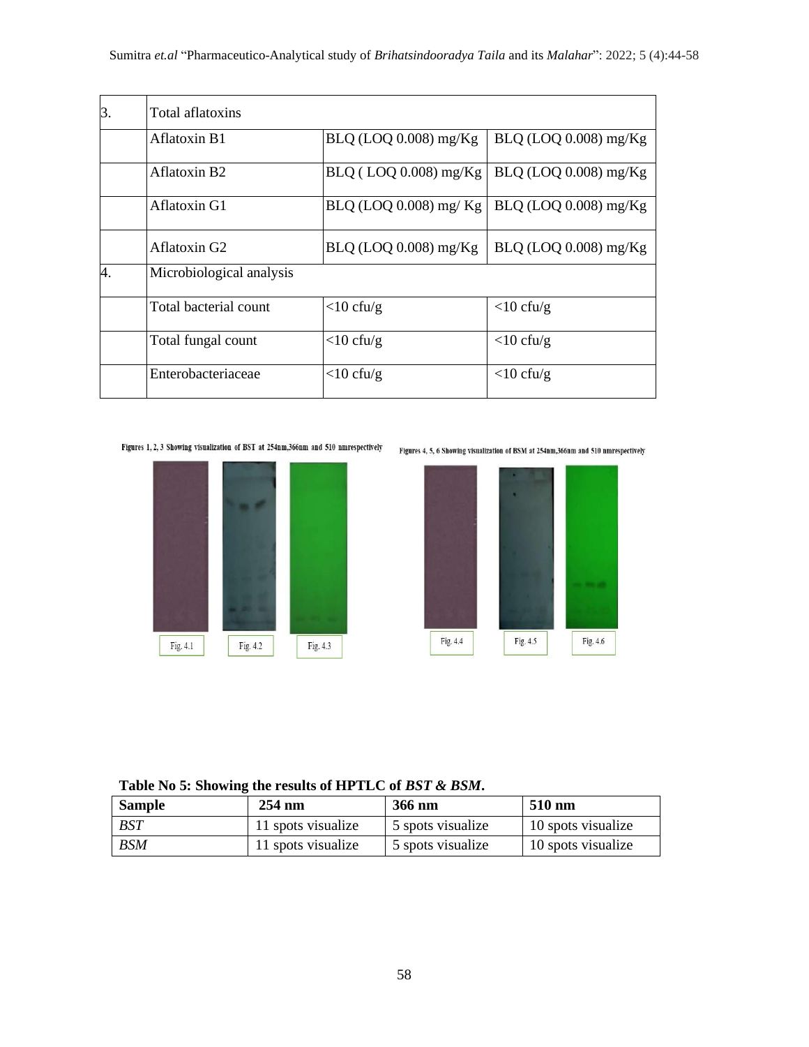| | | | |
|---|---|---|---|
| 3. | Total aflatoxins | | |
| | Aflatoxin B1 | BLQ (LOQ 0.008) mg/Kg | BLQ (LOQ 0.008) mg/Kg |
| | Aflatoxin B2 | BLQ ( LOQ 0.008) mg/Kg | BLQ (LOQ 0.008) mg/Kg |
| | Aflatoxin G1 | BLQ (LOQ 0.008) mg/ Kg | BLQ (LOQ 0.008) mg/Kg |
| | Aflatoxin G2 | BLQ (LOQ 0.008) mg/Kg | BLQ (LOQ 0.008) mg/Kg |
| 4. | Microbiological analysis | | |
| | Total bacterial count | <10 cfu/g | <10 cfu/g |
| | Total fungal count | <10 cfu/g | <10 cfu/g |
| | Enterobacteriaceae | <10 cfu/g | <10 cfu/g |

Figures 1, 2, 3 Showing visualization of BST at 254nm,366nm and 510 nmrespectively

Fig. 4.1 Fig. 4.2 Fig. 4.3

Figures 4, 5, 6 Showing visualization of BSM at 254nm,366nm and 510 nmrespectively

Fig. 4.4 Fig. 4.5 Fig. 4.6

**Table No 5: Showing the results of HPTLC of *BST & BSM*.**

| Sample | 254 nm | 366 nm | 510 nm |
|---|---|---|---|
| *BST* | 11 spots visualize | 5 spots visualize | 10 spots visualize |
| *BSM* | 11 spots visualize | 5 spots visualize | 10 spots visualize |